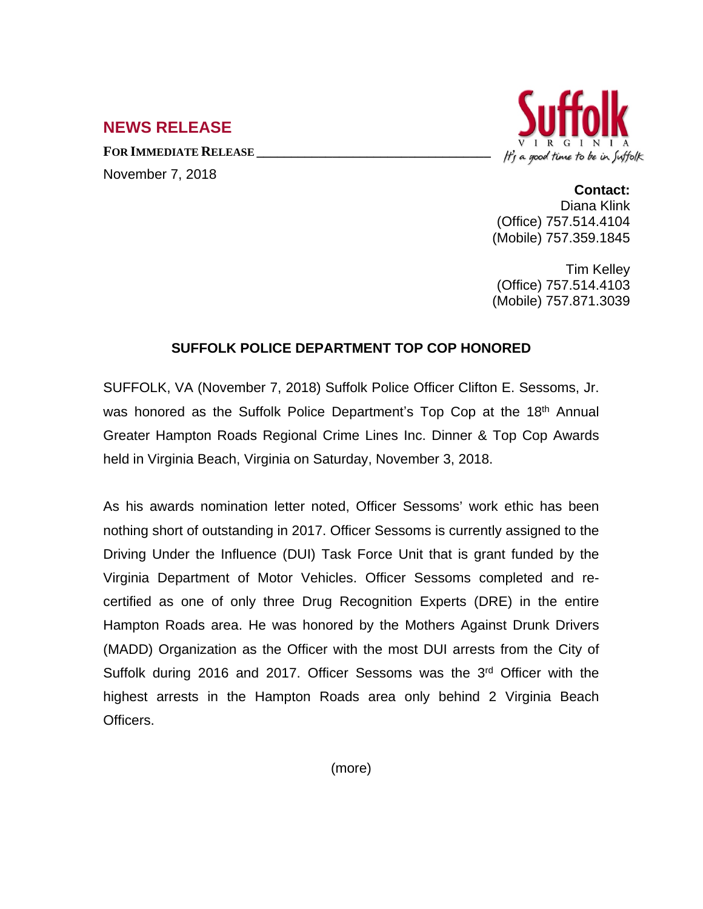## NEWS RELEASE

**FOR IMMEDIATE RELEASE**

November 7, 2018

Suffolk VIRGINIA It's a good time to be in Suffolk

**Contact:**
Diana Klink
(Office) 757.514.4104
(Mobile) 757.359.1845

Tim Kelley
(Office) 757.514.4103
(Mobile) 757.871.3039

### SUFFOLK POLICE DEPARTMENT TOP COP HONORED

SUFFOLK, VA (November 7, 2018) Suffolk Police Officer Clifton E. Sessoms, Jr. was honored as the Suffolk Police Department's Top Cop at the 18th Annual Greater Hampton Roads Regional Crime Lines Inc. Dinner & Top Cop Awards held in Virginia Beach, Virginia on Saturday, November 3, 2018.

As his awards nomination letter noted, Officer Sessoms' work ethic has been nothing short of outstanding in 2017. Officer Sessoms is currently assigned to the Driving Under the Influence (DUI) Task Force Unit that is grant funded by the Virginia Department of Motor Vehicles. Officer Sessoms completed and re-certified as one of only three Drug Recognition Experts (DRE) in the entire Hampton Roads area. He was honored by the Mothers Against Drunk Drivers (MADD) Organization as the Officer with the most DUI arrests from the City of Suffolk during 2016 and 2017. Officer Sessoms was the 3rd Officer with the highest arrests in the Hampton Roads area only behind 2 Virginia Beach Officers.

(more)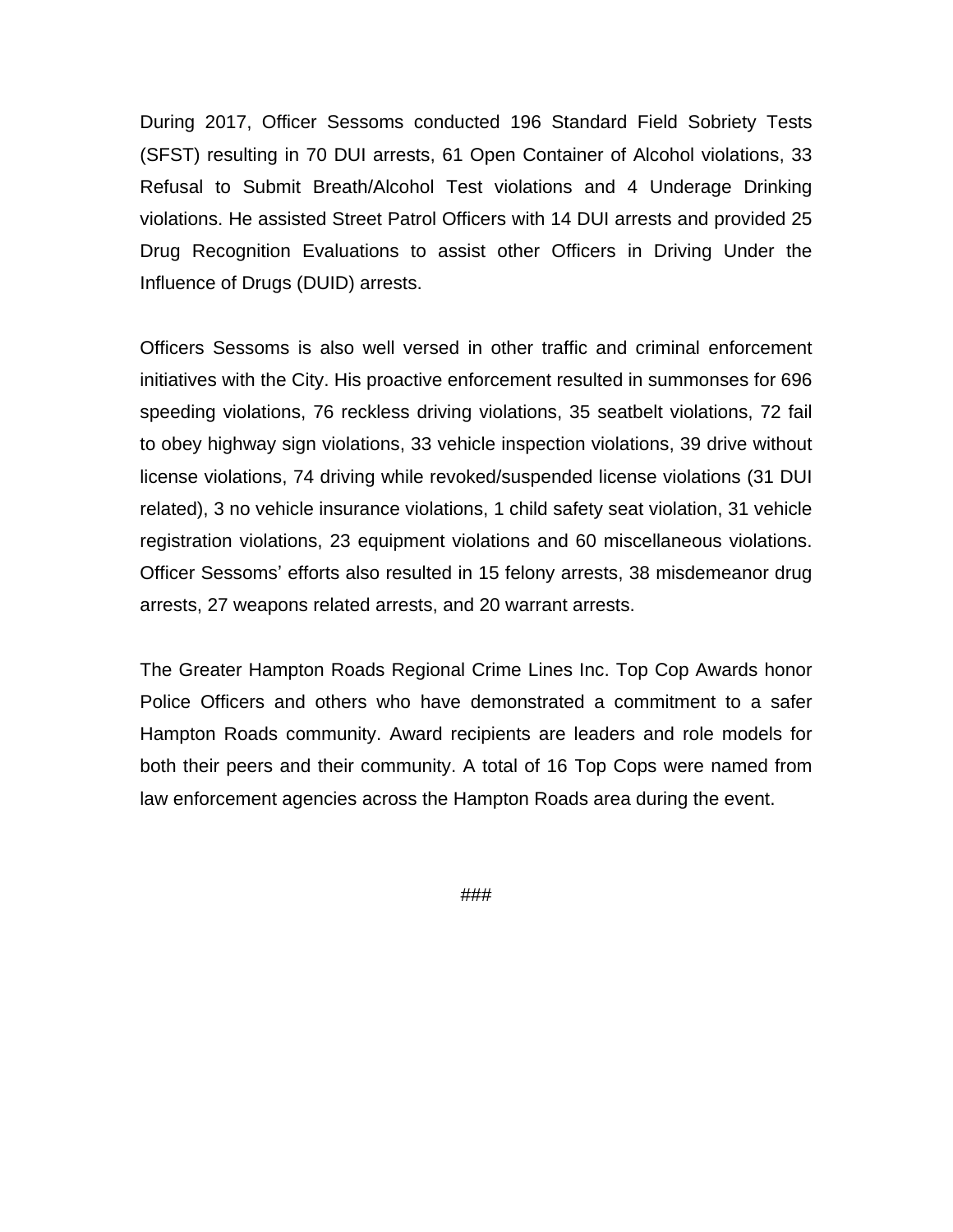During 2017, Officer Sessoms conducted 196 Standard Field Sobriety Tests (SFST) resulting in 70 DUI arrests, 61 Open Container of Alcohol violations, 33 Refusal to Submit Breath/Alcohol Test violations and 4 Underage Drinking violations. He assisted Street Patrol Officers with 14 DUI arrests and provided 25 Drug Recognition Evaluations to assist other Officers in Driving Under the Influence of Drugs (DUID) arrests.

Officers Sessoms is also well versed in other traffic and criminal enforcement initiatives with the City. His proactive enforcement resulted in summonses for 696 speeding violations, 76 reckless driving violations, 35 seatbelt violations, 72 fail to obey highway sign violations, 33 vehicle inspection violations, 39 drive without license violations, 74 driving while revoked/suspended license violations (31 DUI related), 3 no vehicle insurance violations, 1 child safety seat violation, 31 vehicle registration violations, 23 equipment violations and 60 miscellaneous violations. Officer Sessoms' efforts also resulted in 15 felony arrests, 38 misdemeanor drug arrests, 27 weapons related arrests, and 20 warrant arrests.

The Greater Hampton Roads Regional Crime Lines Inc. Top Cop Awards honor Police Officers and others who have demonstrated a commitment to a safer Hampton Roads community. Award recipients are leaders and role models for both their peers and their community. A total of 16 Top Cops were named from law enforcement agencies across the Hampton Roads area during the event.

###